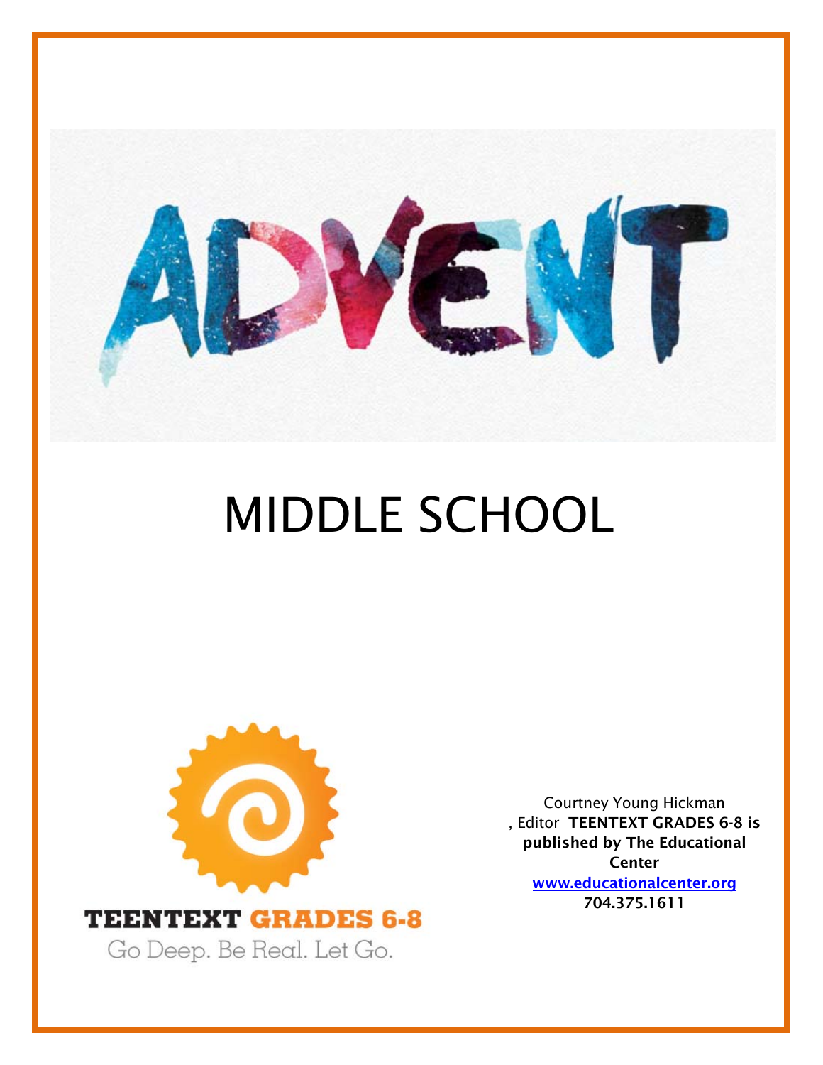# ADVENT

# MIDDLE SCHOOL

**TEENTEXT GRADES 6-8**

Go Deep. Be Real. Let Go.

Courtney Young Hickman, Editor **TEENTEXT GRADES 6-8 is published by The Educational Center**

**www.educationalcenter.org**

**704.375.1611**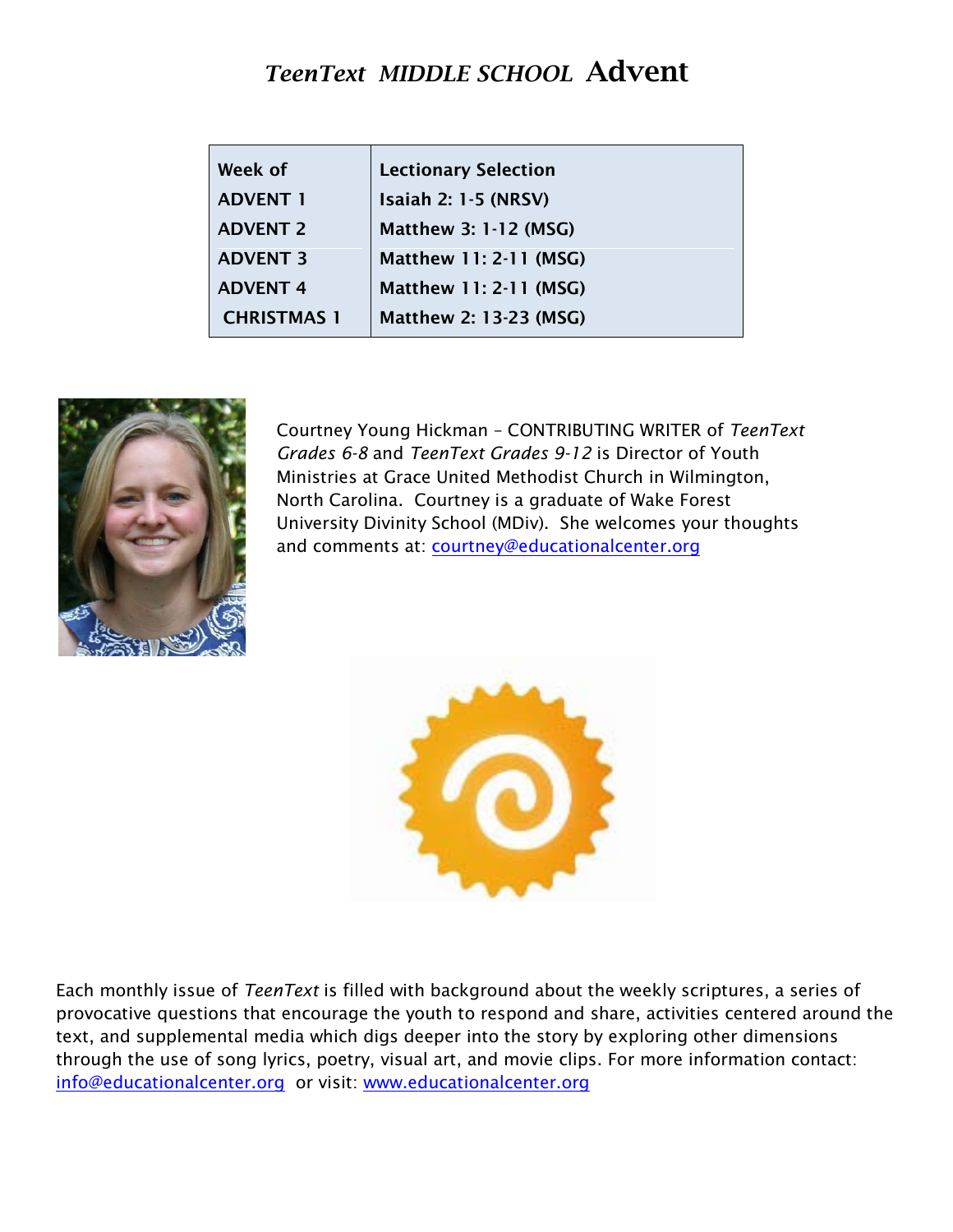# *TeenText MIDDLE SCHOOL* Advent

| Week of | Lectionary Selection |
| --- | --- |
| ADVENT 1 | Isaiah 2: 1-5 (NRSV) |
| ADVENT 2 | Matthew 3: 1-12 (MSG) |
| ADVENT 3 | Matthew 11: 2-11 (MSG) |
| ADVENT 4 | Matthew 11: 2-11 (MSG) |
| CHRISTMAS 1 | Matthew 2: 13-23 (MSG) |

Courtney Young Hickman – CONTRIBUTING WRITER of *TeenText Grades 6-8* and *TeenText Grades 9-12* is Director of Youth Ministries at Grace United Methodist Church in Wilmington, North Carolina. Courtney is a graduate of Wake Forest University Divinity School (MDiv). She welcomes your thoughts and comments at: courtney@educationalcenter.org

Each monthly issue of *TeenText* is filled with background about the weekly scriptures, a series of provocative questions that encourage the youth to respond and share, activities centered around the text, and supplemental media which digs deeper into the story by exploring other dimensions through the use of song lyrics, poetry, visual art, and movie clips. For more information contact: info@educationalcenter.org or visit: www.educationalcenter.org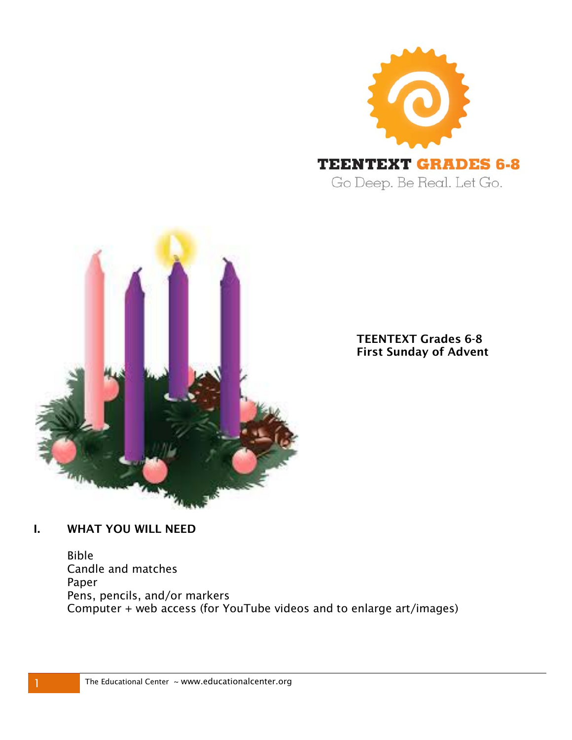TEENTEXT GRADES 6-8

Go Deep. Be Real. Let Go.

**TEENTEXT Grades 6-8**
**First Sunday of Advent**

## I. WHAT YOU WILL NEED

Bible
Candle and matches
Paper
Pens, pencils, and/or markers
Computer + web access (for YouTube videos and to enlarge art/images)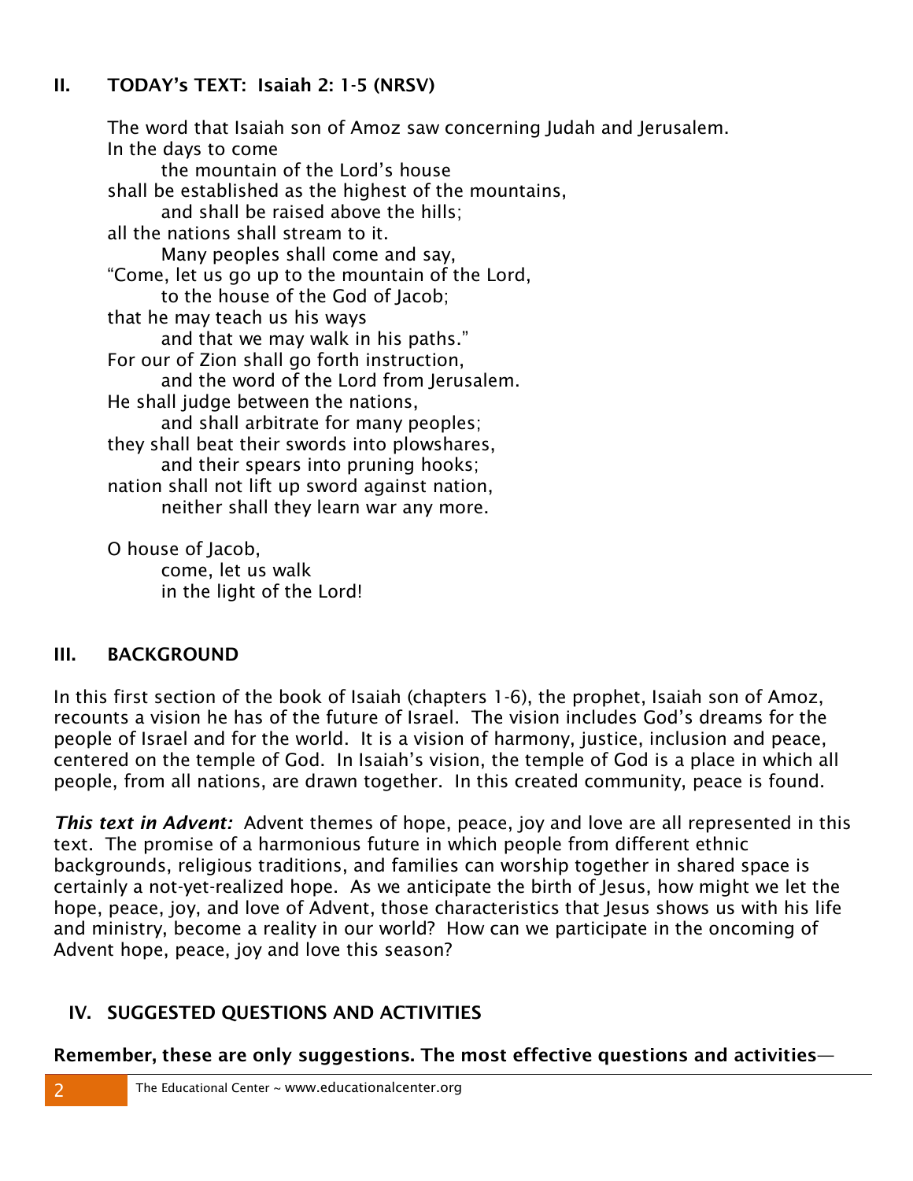## II. TODAY's TEXT: Isaiah 2: 1-5 (NRSV)

The word that Isaiah son of Amoz saw concerning Judah and Jerusalem.
In the days to come
    the mountain of the Lord's house
shall be established as the highest of the mountains,
    and shall be raised above the hills;
all the nations shall stream to it.
    Many peoples shall come and say,
"Come, let us go up to the mountain of the Lord,
    to the house of the God of Jacob;
that he may teach us his ways
    and that we may walk in his paths."
For our of Zion shall go forth instruction,
    and the word of the Lord from Jerusalem.
He shall judge between the nations,
    and shall arbitrate for many peoples;
they shall beat their swords into plowshares,
    and their spears into pruning hooks;
nation shall not lift up sword against nation,
    neither shall they learn war any more.

O house of Jacob,
    come, let us walk
    in the light of the Lord!

## III. BACKGROUND

In this first section of the book of Isaiah (chapters 1-6), the prophet, Isaiah son of Amoz, recounts a vision he has of the future of Israel. The vision includes God's dreams for the people of Israel and for the world. It is a vision of harmony, justice, inclusion and peace, centered on the temple of God. In Isaiah's vision, the temple of God is a place in which all people, from all nations, are drawn together. In this created community, peace is found.

***This text in Advent:*** Advent themes of hope, peace, joy and love are all represented in this text. The promise of a harmonious future in which people from different ethnic backgrounds, religious traditions, and families can worship together in shared space is certainly a not-yet-realized hope. As we anticipate the birth of Jesus, how might we let the hope, peace, joy, and love of Advent, those characteristics that Jesus shows us with his life and ministry, become a reality in our world? How can we participate in the oncoming of Advent hope, peace, joy and love this season?

## IV. SUGGESTED QUESTIONS AND ACTIVITIES

**Remember, these are only suggestions. The most effective questions and activities—**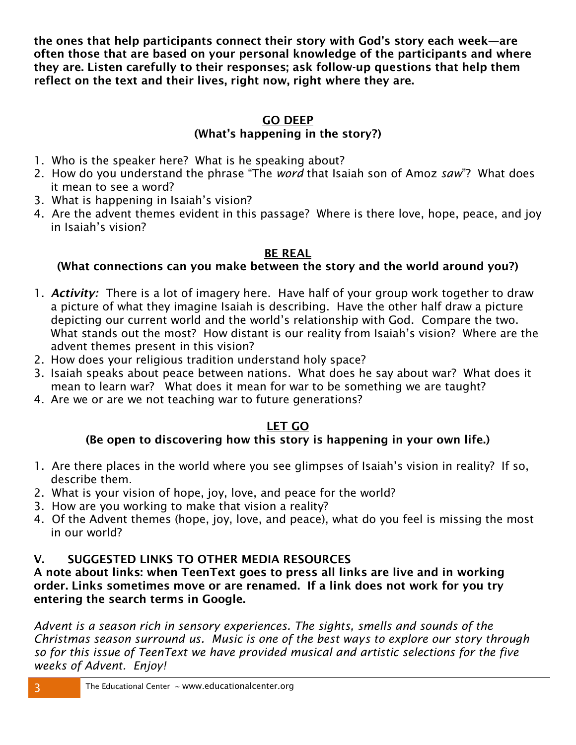**the ones that help participants connect their story with God's story each week—are often those that are based on your personal knowledge of the participants and where they are. Listen carefully to their responses; ask follow-up questions that help them reflect on the text and their lives, right now, right where they are.**

## GO DEEP
### (What's happening in the story?)

1. Who is the speaker here? What is he speaking about?
2. How do you understand the phrase "The *word* that Isaiah son of Amoz *saw*"? What does it mean to see a word?
3. What is happening in Isaiah's vision?
4. Are the advent themes evident in this passage? Where is there love, hope, peace, and joy in Isaiah's vision?

## BE REAL
### (What connections can you make between the story and the world around you?)

1. ***Activity:*** There is a lot of imagery here. Have half of your group work together to draw a picture of what they imagine Isaiah is describing. Have the other half draw a picture depicting our current world and the world's relationship with God. Compare the two. What stands out the most? How distant is our reality from Isaiah's vision? Where are the advent themes present in this vision?
2. How does your religious tradition understand holy space?
3. Isaiah speaks about peace between nations. What does he say about war? What does it mean to learn war? What does it mean for war to be something we are taught?
4. Are we or are we not teaching war to future generations?

## LET GO
### (Be open to discovering how this story is happening in your own life.)

1. Are there places in the world where you see glimpses of Isaiah's vision in reality? If so, describe them.
2. What is your vision of hope, joy, love, and peace for the world?
3. How are you working to make that vision a reality?
4. Of the Advent themes (hope, joy, love, and peace), what do you feel is missing the most in our world?

## V. SUGGESTED LINKS TO OTHER MEDIA RESOURCES

**A note about links: when TeenText goes to press all links are live and in working order. Links sometimes move or are renamed. If a link does not work for you try entering the search terms in Google.**

*Advent is a season rich in sensory experiences. The sights, smells and sounds of the Christmas season surround us. Music is one of the best ways to explore our story through so for this issue of TeenText we have provided musical and artistic selections for the five weeks of Advent. Enjoy!*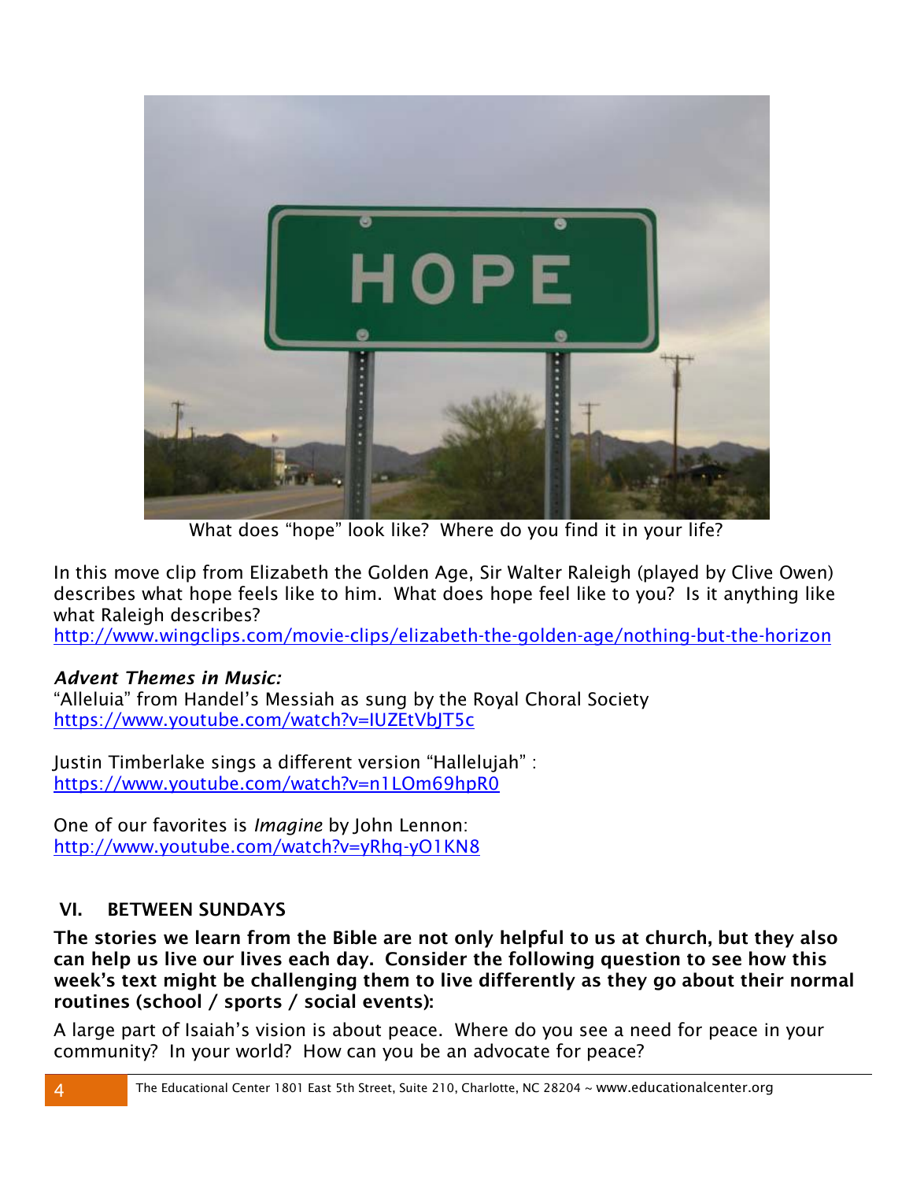What does "hope" look like? Where do you find it in your life?

In this move clip from Elizabeth the Golden Age, Sir Walter Raleigh (played by Clive Owen) describes what hope feels like to him. What does hope feel like to you? Is it anything like what Raleigh describes?
http://www.wingclips.com/movie-clips/elizabeth-the-golden-age/nothing-but-the-horizon

***Advent Themes in Music:***
"Alleluia" from Handel's Messiah as sung by the Royal Choral Society
https://www.youtube.com/watch?v=IUZEtVbJT5c

Justin Timberlake sings a different version "Hallelujah" :
https://www.youtube.com/watch?v=n1LOm69hpR0

One of our favorites is *Imagine* by John Lennon:
http://www.youtube.com/watch?v=yRhq-yO1KN8

## VI. BETWEEN SUNDAYS

**The stories we learn from the Bible are not only helpful to us at church, but they also can help us live our lives each day. Consider the following question to see how this week's text might be challenging them to live differently as they go about their normal routines (school / sports / social events):**

A large part of Isaiah's vision is about peace. Where do you see a need for peace in your community? In your world? How can you be an advocate for peace?